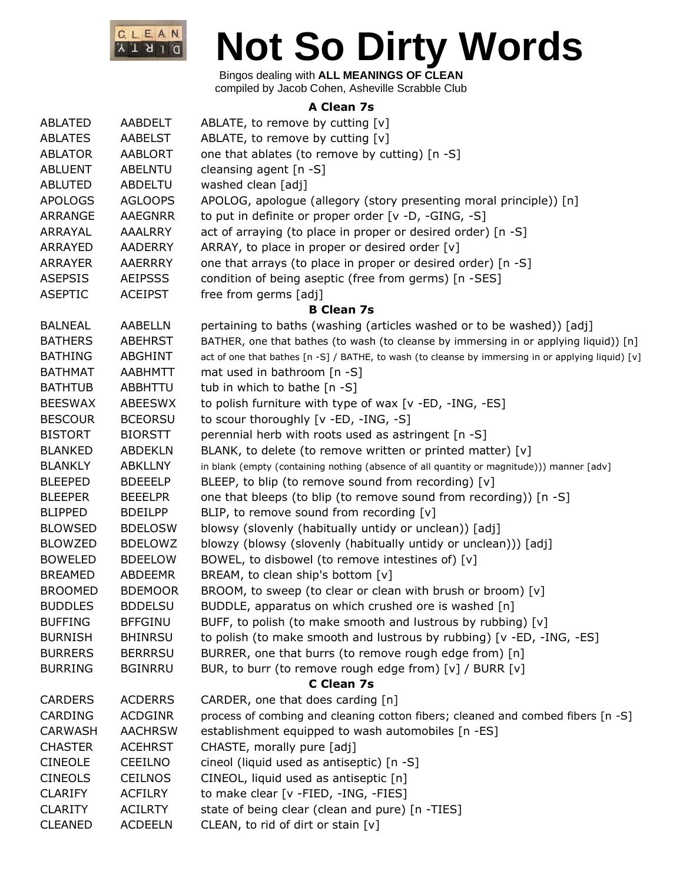# Not So Dirty Words

Bingos dealing with **ALL MEANINGS OF CLEAN**
compiled by Jacob Cohen, Asheville Scrabble Club

### A Clean 7s

| | | |
|---|---|---|
| ABLATED | AABDELT | ABLATE, to remove by cutting [v] |
| ABLATES | AABELST | ABLATE, to remove by cutting [v] |
| ABLATOR | AABLORT | one that ablates (to remove by cutting) [n -S] |
| ABLUENT | ABELNTU | cleansing agent [n -S] |
| ABLUTED | ABDELTU | washed clean [adj] |
| APOLOGS | AGLOOPS | APOLOG, apologue (allegory (story presenting moral principle)) [n] |
| ARRANGE | AAEGNRR | to put in definite or proper order [v -D, -GING, -S] |
| ARRAYAL | AAALRRY | act of arraying (to place in proper or desired order) [n -S] |
| ARRAYED | AADERRY | ARRAY, to place in proper or desired order [v] |
| ARRAYER | AAERRRY | one that arrays (to place in proper or desired order) [n -S] |
| ASEPSIS | AEIPSSS | condition of being aseptic (free from germs) [n -SES] |
| ASEPTIC | ACEIPST | free from germs [adj] |

### B Clean 7s

| | | |
|---|---|---|
| BALNEAL | AABELLN | pertaining to baths (washing (articles washed or to be washed)) [adj] |
| BATHERS | ABEHRST | BATHER, one that bathes (to wash (to cleanse by immersing in or applying liquid)) [n] |
| BATHING | ABGHINT | act of one that bathes [n -S] / BATHE, to wash (to cleanse by immersing in or applying liquid) [v] |
| BATHMAT | AABHMTT | mat used in bathroom [n -S] |
| BATHTUB | ABBHTTU | tub in which to bathe [n -S] |
| BEESWAX | ABEESWX | to polish furniture with type of wax [v -ED, -ING, -ES] |
| BESCOUR | BCEORSU | to scour thoroughly [v -ED, -ING, -S] |
| BISTORT | BIORSTT | perennial herb with roots used as astringent [n -S] |
| BLANKED | ABDEKLN | BLANK, to delete (to remove written or printed matter) [v] |
| BLANKLY | ABKLLNY | in blank (empty (containing nothing (absence of all quantity or magnitude))) manner [adv] |
| BLEEPED | BDEEELP | BLEEP, to blip (to remove sound from recording) [v] |
| BLEEPER | BEEELPR | one that bleeps (to blip (to remove sound from recording)) [n -S] |
| BLIPPED | BDEILPP | BLIP, to remove sound from recording [v] |
| BLOWSED | BDELOSW | blowsy (slovenly (habitually untidy or unclean)) [adj] |
| BLOWZED | BDELOWZ | blowzy (blowsy (slovenly (habitually untidy or unclean))) [adj] |
| BOWELED | BDEELOW | BOWEL, to disbowel (to remove intestines of) [v] |
| BREAMED | ABDEEMR | BREAM, to clean ship's bottom [v] |
| BROOMED | BDEMOOR | BROOM, to sweep (to clear or clean with brush or broom) [v] |
| BUDDLES | BDDELSU | BUDDLE, apparatus on which crushed ore is washed [n] |
| BUFFING | BFFGINU | BUFF, to polish (to make smooth and lustrous by rubbing) [v] |
| BURNISH | BHINRSU | to polish (to make smooth and lustrous by rubbing) [v -ED, -ING, -ES] |
| BURRERS | BERRRSU | BURRER, one that burrs (to remove rough edge from) [n] |
| BURRING | BGINRRU | BUR, to burr (to remove rough edge from) [v] / BURR [v] |

### C Clean 7s

| | | |
|---|---|---|
| CARDERS | ACDERRS | CARDER, one that does carding [n] |
| CARDING | ACDGINR | process of combing and cleaning cotton fibers; cleaned and combed fibers [n -S] |
| CARWASH | AACHRSW | establishment equipped to wash automobiles [n -ES] |
| CHASTER | ACEHRST | CHASTE, morally pure [adj] |
| CINEOLE | CEEILNO | cineol (liquid used as antiseptic) [n -S] |
| CINEOLS | CEILNOS | CINEOL, liquid used as antiseptic [n] |
| CLARIFY | ACFILRY | to make clear [v -FIED, -ING, -FIES] |
| CLARITY | ACILRTY | state of being clear (clean and pure) [n -TIES] |
| CLEANED | ACDEELN | CLEAN, to rid of dirt or stain [v] |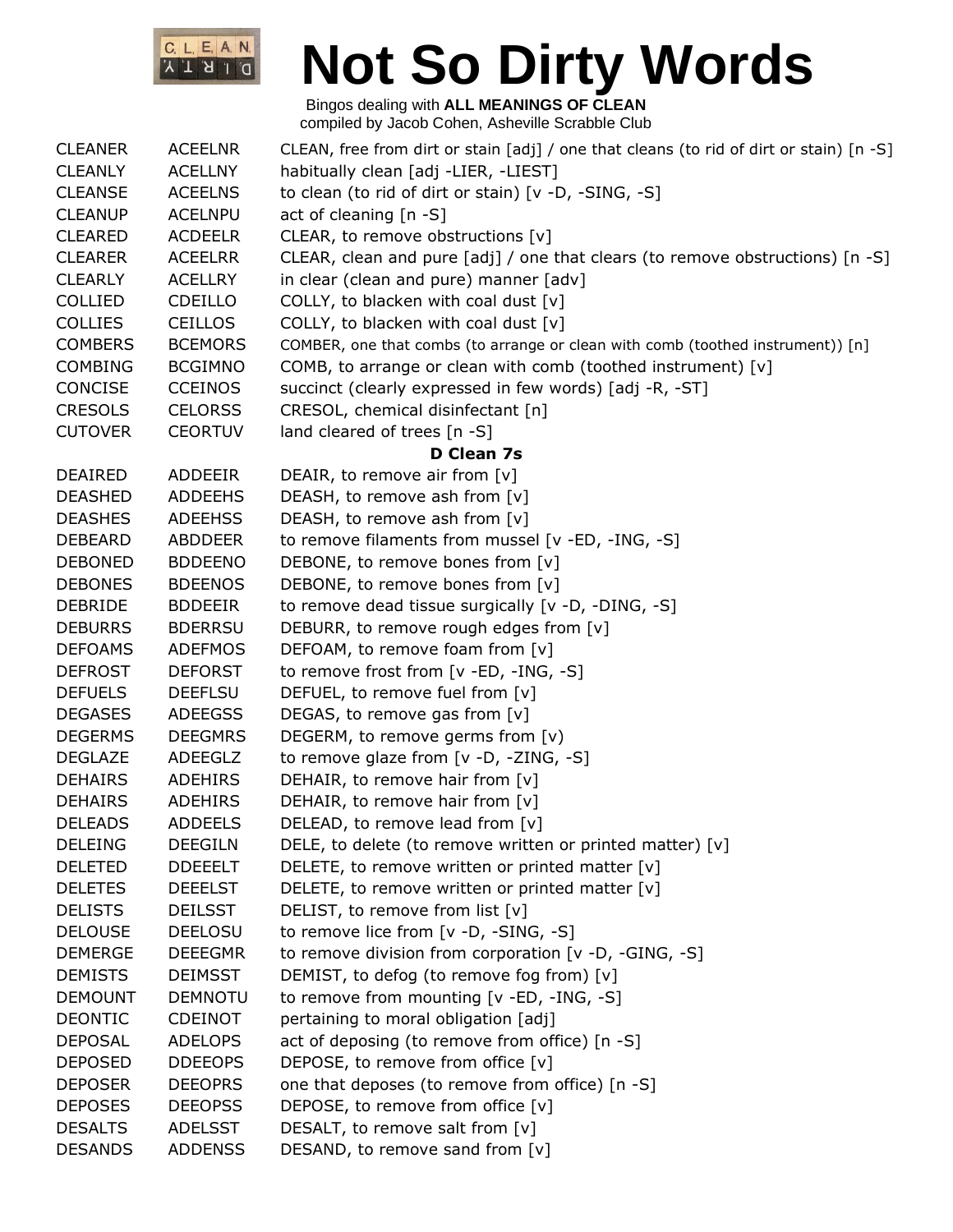# Not So Dirty Words

Bingos dealing with **ALL MEANINGS OF CLEAN**
compiled by Jacob Cohen, Asheville Scrabble Club

| | | |
|---|---|---|
| CLEANER | ACEELNR | CLEAN, free from dirt or stain [adj] / one that cleans (to rid of dirt or stain) [n -S] |
| CLEANLY | ACELLNY | habitually clean [adj -LIER, -LIEST] |
| CLEANSE | ACEELNS | to clean (to rid of dirt or stain) [v -D, -SING, -S] |
| CLEANUP | ACELNPU | act of cleaning [n -S] |
| CLEARED | ACDEELR | CLEAR, to remove obstructions [v] |
| CLEARER | ACEELRR | CLEAR, clean and pure [adj] / one that clears (to remove obstructions) [n -S] |
| CLEARLY | ACELLRY | in clear (clean and pure) manner [adv] |
| COLLIED | CDEILLO | COLLY, to blacken with coal dust [v] |
| COLLIES | CEILLOS | COLLY, to blacken with coal dust [v] |
| COMBERS | BCEMORS | COMBER, one that combs (to arrange or clean with comb (toothed instrument)) [n] |
| COMBING | BCGIMNO | COMB, to arrange or clean with comb (toothed instrument) [v] |
| CONCISE | CCEINOS | succinct (clearly expressed in few words) [adj -R, -ST] |
| CRESOLS | CELORSS | CRESOL, chemical disinfectant [n] |
| CUTOVER | CEORTUV | land cleared of trees [n -S] |

**D Clean 7s**

| | | |
|---|---|---|
| DEAIRED | ADDEEIR | DEAIR, to remove air from [v] |
| DEASHED | ADDEEHS | DEASH, to remove ash from [v] |
| DEASHES | ADEEHSS | DEASH, to remove ash from [v] |
| DEBEARD | ABDDEER | to remove filaments from mussel [v -ED, -ING, -S] |
| DEBONED | BDDEENO | DEBONE, to remove bones from [v] |
| DEBONES | BDEENOS | DEBONE, to remove bones from [v] |
| DEBRIDE | BDDEEIR | to remove dead tissue surgically [v -D, -DING, -S] |
| DEBURRS | BDERRSU | DEBURR, to remove rough edges from [v] |
| DEFOAMS | ADEFMOS | DEFOAM, to remove foam from [v] |
| DEFROST | DEFORST | to remove frost from [v -ED, -ING, -S] |
| DEFUELS | DEEFLSU | DEFUEL, to remove fuel from [v] |
| DEGASES | ADEEGSS | DEGAS, to remove gas from [v] |
| DEGERMS | DEEGMRS | DEGERM, to remove germs from (v) |
| DEGLAZE | ADEEGLZ | to remove glaze from [v -D, -ZING, -S] |
| DEHAIRS | ADEHIRS | DEHAIR, to remove hair from [v] |
| DEHAIRS | ADEHIRS | DEHAIR, to remove hair from [v] |
| DELEADS | ADDEELS | DELEAD, to remove lead from [v] |
| DELEING | DEEGILN | DELE, to delete (to remove written or printed matter) [v] |
| DELETED | DDEEELT | DELETE, to remove written or printed matter [v] |
| DELETES | DEEELST | DELETE, to remove written or printed matter [v] |
| DELISTS | DEILSST | DELIST, to remove from list [v] |
| DELOUSE | DEELOSU | to remove lice from [v -D, -SING, -S] |
| DEMERGE | DEEEGMR | to remove division from corporation [v -D, -GING, -S] |
| DEMISTS | DEIMSST | DEMIST, to defog (to remove fog from) [v] |
| DEMOUNT | DEMNOTU | to remove from mounting [v -ED, -ING, -S] |
| DEONTIC | CDEINOT | pertaining to moral obligation [adj] |
| DEPOSAL | ADELOPS | act of deposing (to remove from office) [n -S] |
| DEPOSED | DDEEOPS | DEPOSE, to remove from office [v] |
| DEPOSER | DEEOPRS | one that deposes (to remove from office) [n -S] |
| DEPOSES | DEEOPSS | DEPOSE, to remove from office [v] |
| DESALTS | ADELSST | DESALT, to remove salt from [v] |
| DESANDS | ADDENSS | DESAND, to remove sand from [v] |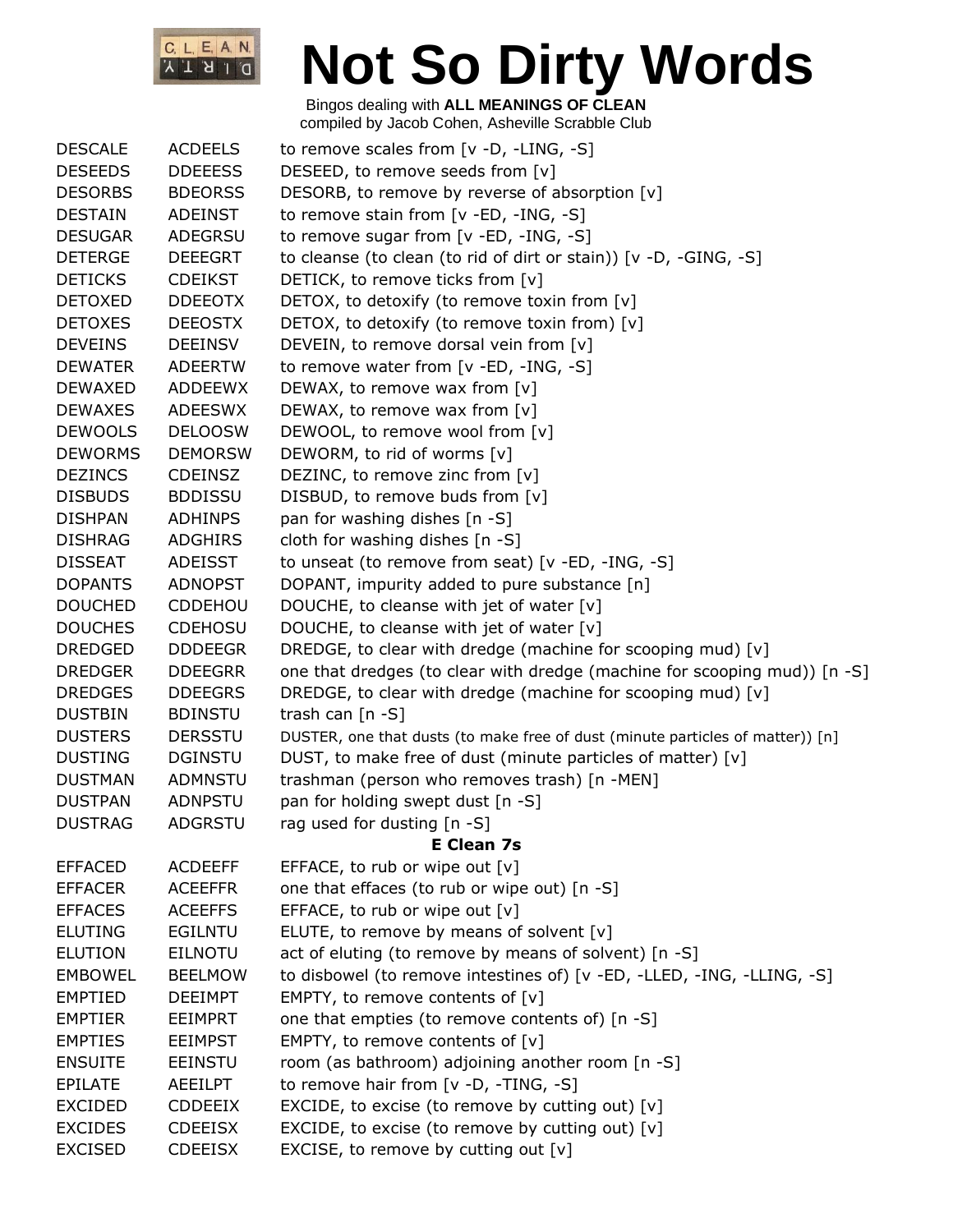# Not So Dirty Words

Bingos dealing with **ALL MEANINGS OF CLEAN**
compiled by Jacob Cohen, Asheville Scrabble Club

| | | |
|---|---|---|
| DESCALE | ACDEELS | to remove scales from [v -D, -LING, -S] |
| DESEEDS | DDEEESS | DESEED, to remove seeds from [v] |
| DESORBS | BDEORSS | DESORB, to remove by reverse of absorption [v] |
| DESTAIN | ADEINST | to remove stain from [v -ED, -ING, -S] |
| DESUGAR | ADEGRSU | to remove sugar from [v -ED, -ING, -S] |
| DETERGE | DEEEGRT | to cleanse (to clean (to rid of dirt or stain)) [v -D, -GING, -S] |
| DETICKS | CDEIKST | DETICK, to remove ticks from [v] |
| DETOXED | DDEEOTX | DETOX, to detoxify (to remove toxin from [v] |
| DETOXES | DEEOSTX | DETOX, to detoxify (to remove toxin from) [v] |
| DEVEINS | DEEINSV | DEVEIN, to remove dorsal vein from [v] |
| DEWATER | ADEERTW | to remove water from [v -ED, -ING, -S] |
| DEWAXED | ADDEEWX | DEWAX, to remove wax from [v] |
| DEWAXES | ADEESWX | DEWAX, to remove wax from [v] |
| DEWOOLS | DELOOSW | DEWOOL, to remove wool from [v] |
| DEWORMS | DEMORSW | DEWORM, to rid of worms [v] |
| DEZINCS | CDEINSZ | DEZINC, to remove zinc from [v] |
| DISBUDS | BDDISSU | DISBUD, to remove buds from [v] |
| DISHPAN | ADHINPS | pan for washing dishes [n -S] |
| DISHRAG | ADGHIRS | cloth for washing dishes [n -S] |
| DISSEAT | ADEISST | to unseat (to remove from seat) [v -ED, -ING, -S] |
| DOPANTS | ADNOPST | DOPANT, impurity added to pure substance [n] |
| DOUCHED | CDDEHOU | DOUCHE, to cleanse with jet of water [v] |
| DOUCHES | CDEHOSU | DOUCHE, to cleanse with jet of water [v] |
| DREDGED | DDDEEGR | DREDGE, to clear with dredge (machine for scooping mud) [v] |
| DREDGER | DDEEGRR | one that dredges (to clear with dredge (machine for scooping mud)) [n -S] |
| DREDGES | DDEEGRS | DREDGE, to clear with dredge (machine for scooping mud) [v] |
| DUSTBIN | BDINSTU | trash can [n -S] |
| DUSTERS | DERSSTU | DUSTER, one that dusts (to make free of dust (minute particles of matter)) [n] |
| DUSTING | DGINSTU | DUST, to make free of dust (minute particles of matter) [v] |
| DUSTMAN | ADMNSTU | trashman (person who removes trash) [n -MEN] |
| DUSTPAN | ADNPSTU | pan for holding swept dust [n -S] |
| DUSTRAG | ADGRSTU | rag used for dusting [n -S] |

**E Clean 7s**

| | | |
|---|---|---|
| EFFACED | ACDEEFF | EFFACE, to rub or wipe out [v] |
| EFFACER | ACEEFFR | one that effaces (to rub or wipe out) [n -S] |
| EFFACES | ACEEFFS | EFFACE, to rub or wipe out [v] |
| ELUTING | EGILNTU | ELUTE, to remove by means of solvent [v] |
| ELUTION | EILNOTU | act of eluting (to remove by means of solvent) [n -S] |
| EMBOWEL | BEELMOW | to disbowel (to remove intestines of) [v -ED, -LLED, -ING, -LLING, -S] |
| EMPTIED | DEEIMPT | EMPTY, to remove contents of [v] |
| EMPTIER | EEIMPRT | one that empties (to remove contents of) [n -S] |
| EMPTIES | EEIMPST | EMPTY, to remove contents of [v] |
| ENSUITE | EEINSTU | room (as bathroom) adjoining another room [n -S] |
| EPILATE | AEEILPT | to remove hair from [v -D, -TING, -S] |
| EXCIDED | CDDEEIX | EXCIDE, to excise (to remove by cutting out) [v] |
| EXCIDES | CDEEISX | EXCIDE, to excise (to remove by cutting out) [v] |
| EXCISED | CDEEISX | EXCISE, to remove by cutting out [v] |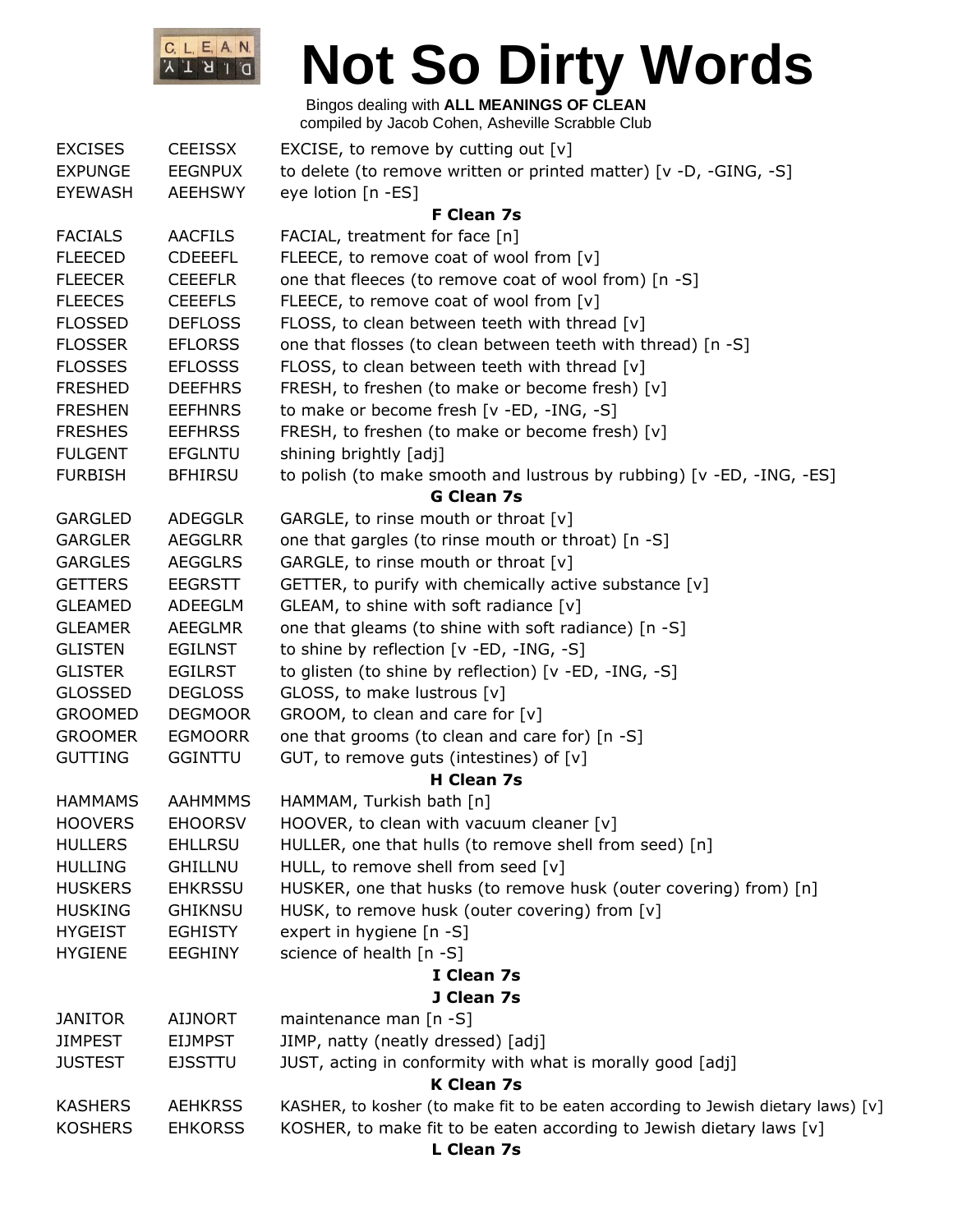# Not So Dirty Words

Bingos dealing with **ALL MEANINGS OF CLEAN**
compiled by Jacob Cohen, Asheville Scrabble Club

| | | |
|---|---|---|
| EXCISES | CEEISSX | EXCISE, to remove by cutting out [v] |
| EXPUNGE | EEGNPUX | to delete (to remove written or printed matter) [v -D, -GING, -S] |
| EYEWASH | AEEHSWY | eye lotion [n -ES] |

**F Clean 7s**

| | | |
|---|---|---|
| FACIALS | AACFILS | FACIAL, treatment for face [n] |
| FLEECED | CDEEEFL | FLEECE, to remove coat of wool from [v] |
| FLEECER | CEEEFLR | one that fleeces (to remove coat of wool from) [n -S] |
| FLEECES | CEEEFLS | FLEECE, to remove coat of wool from [v] |
| FLOSSED | DEFLOSS | FLOSS, to clean between teeth with thread [v] |
| FLOSSER | EFLORSS | one that flosses (to clean between teeth with thread) [n -S] |
| FLOSSES | EFLOSSS | FLOSS, to clean between teeth with thread [v] |
| FRESHED | DEEFHRS | FRESH, to freshen (to make or become fresh) [v] |
| FRESHEN | EEFHNRS | to make or become fresh [v -ED, -ING, -S] |
| FRESHES | EEFHRSS | FRESH, to freshen (to make or become fresh) [v] |
| FULGENT | EFGLNTU | shining brightly [adj] |
| FURBISH | BFHIRSU | to polish (to make smooth and lustrous by rubbing) [v -ED, -ING, -ES] |

**G Clean 7s**

| | | |
|---|---|---|
| GARGLED | ADEGGLR | GARGLE, to rinse mouth or throat [v] |
| GARGLER | AEGGLRR | one that gargles (to rinse mouth or throat) [n -S] |
| GARGLES | AEGGLRS | GARGLE, to rinse mouth or throat [v] |
| GETTERS | EEGRSTT | GETTER, to purify with chemically active substance [v] |
| GLEAMED | ADEEGLM | GLEAM, to shine with soft radiance [v] |
| GLEAMER | AEEGLMR | one that gleams (to shine with soft radiance) [n -S] |
| GLISTEN | EGILNST | to shine by reflection [v -ED, -ING, -S] |
| GLISTER | EGILRST | to glisten (to shine by reflection) [v -ED, -ING, -S] |
| GLOSSED | DEGLOSS | GLOSS, to make lustrous [v] |
| GROOMED | DEGMOOR | GROOM, to clean and care for [v] |
| GROOMER | EGMOORR | one that grooms (to clean and care for) [n -S] |
| GUTTING | GGINTTU | GUT, to remove guts (intestines) of [v] |

**H Clean 7s**

| | | |
|---|---|---|
| HAMMAMS | AAHMMMS | HAMMAM, Turkish bath [n] |
| HOOVERS | EHOORSV | HOOVER, to clean with vacuum cleaner [v] |
| HULLERS | EHLLRSU | HULLER, one that hulls (to remove shell from seed) [n] |
| HULLING | GHILLNU | HULL, to remove shell from seed [v] |
| HUSKERS | EHKRSSU | HUSKER, one that husks (to remove husk (outer covering) from) [n] |
| HUSKING | GHIKNSU | HUSK, to remove husk (outer covering) from [v] |
| HYGEIST | EGHISTY | expert in hygiene [n -S] |
| HYGIENE | EEGHINY | science of health [n -S] |

**I Clean 7s**

**J Clean 7s**

| | | |
|---|---|---|
| JANITOR | AIJNORT | maintenance man [n -S] |
| JIMPEST | EIJMPST | JIMP, natty (neatly dressed) [adj] |
| JUSTEST | EJSSTTU | JUST, acting in conformity with what is morally good [adj] |

**K Clean 7s**

| | | |
|---|---|---|
| KASHERS | AEHKRSS | KASHER, to kosher (to make fit to be eaten according to Jewish dietary laws) [v] |
| KOSHERS | EHKORSS | KOSHER, to make fit to be eaten according to Jewish dietary laws [v] |

**L Clean 7s**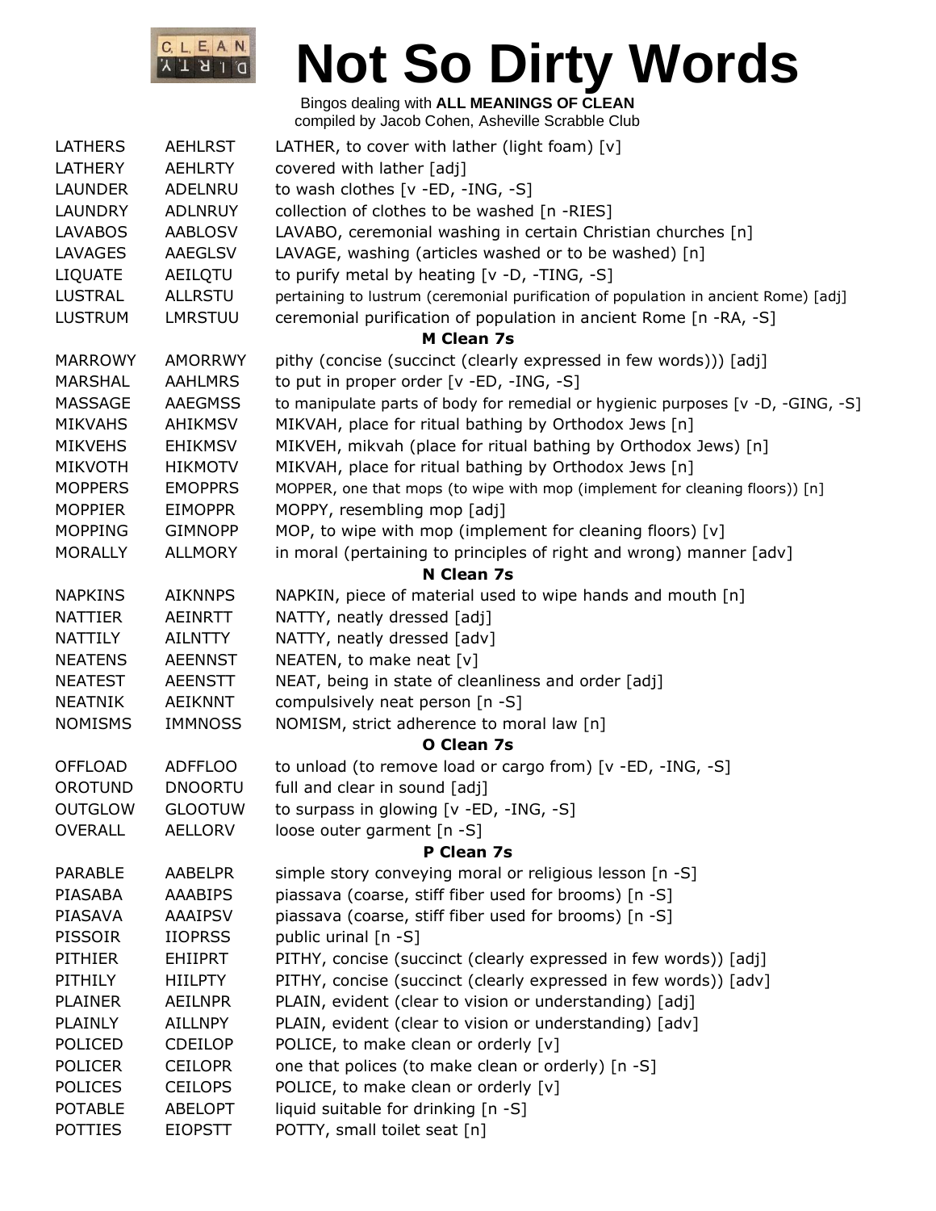# Not So Dirty Words

Bingos dealing with **ALL MEANINGS OF CLEAN**
compiled by Jacob Cohen, Asheville Scrabble Club

| | | |
|---|---|---|
| LATHERS | AEHLRST | LATHER, to cover with lather (light foam) [v] |
| LATHERY | AEHLRTY | covered with lather [adj] |
| LAUNDER | ADELNRU | to wash clothes [v -ED, -ING, -S] |
| LAUNDRY | ADLNRUY | collection of clothes to be washed [n -RIES] |
| LAVABOS | AABLOSV | LAVABO, ceremonial washing in certain Christian churches [n] |
| LAVAGES | AAEGLSV | LAVAGE, washing (articles washed or to be washed) [n] |
| LIQUATE | AEILQTU | to purify metal by heating [v -D, -TING, -S] |
| LUSTRAL | ALLRSTU | pertaining to lustrum (ceremonial purification of population in ancient Rome) [adj] |
| LUSTRUM | LMRSTUU | ceremonial purification of population in ancient Rome [n -RA, -S] |

**M Clean 7s**

| | | |
|---|---|---|
| MARROWY | AMORRWY | pithy (concise (succinct (clearly expressed in few words))) [adj] |
| MARSHAL | AAHLMRS | to put in proper order [v -ED, -ING, -S] |
| MASSAGE | AAEGMSS | to manipulate parts of body for remedial or hygienic purposes [v -D, -GING, -S] |
| MIKVAHS | AHIKMSV | MIKVAH, place for ritual bathing by Orthodox Jews [n] |
| MIKVEHS | EHIKMSV | MIKVEH, mikvah (place for ritual bathing by Orthodox Jews) [n] |
| MIKVOTH | HIKMOTV | MIKVAH, place for ritual bathing by Orthodox Jews [n] |
| MOPPERS | EMOPPRS | MOPPER, one that mops (to wipe with mop (implement for cleaning floors)) [n] |
| MOPPIER | EIMOPPR | MOPPY, resembling mop [adj] |
| MOPPING | GIMNOPP | MOP, to wipe with mop (implement for cleaning floors) [v] |
| MORALLY | ALLMORY | in moral (pertaining to principles of right and wrong) manner [adv] |

**N Clean 7s**

| | | |
|---|---|---|
| NAPKINS | AIKNNPS | NAPKIN, piece of material used to wipe hands and mouth [n] |
| NATTIER | AEINRTT | NATTY, neatly dressed [adj] |
| NATTILY | AILNTTY | NATTY, neatly dressed [adv] |
| NEATENS | AEENNST | NEATEN, to make neat [v] |
| NEATEST | AEENSTT | NEAT, being in state of cleanliness and order [adj] |
| NEATNIK | AEIKNNT | compulsively neat person [n -S] |
| NOMISMS | IMMNOSS | NOMISM, strict adherence to moral law [n] |

**O Clean 7s**

| | | |
|---|---|---|
| OFFLOAD | ADFFLOO | to unload (to remove load or cargo from) [v -ED, -ING, -S] |
| OROTUND | DNOORTU | full and clear in sound [adj] |
| OUTGLOW | GLOOTUW | to surpass in glowing [v -ED, -ING, -S] |
| OVERALL | AELLORV | loose outer garment [n -S] |

**P Clean 7s**

| | | |
|---|---|---|
| PARABLE | AABELPR | simple story conveying moral or religious lesson [n -S] |
| PIASABA | AAABIPS | piassava (coarse, stiff fiber used for brooms) [n -S] |
| PIASAVA | AAAIPSV | piassava (coarse, stiff fiber used for brooms) [n -S] |
| PISSOIR | IIOPRSS | public urinal [n -S] |
| PITHIER | EHIIPRT | PITHY, concise (succinct (clearly expressed in few words)) [adj] |
| PITHILY | HIILPTY | PITHY, concise (succinct (clearly expressed in few words)) [adv] |
| PLAINER | AEILNPR | PLAIN, evident (clear to vision or understanding) [adj] |
| PLAINLY | AILLNPY | PLAIN, evident (clear to vision or understanding) [adv] |
| POLICED | CDEILOP | POLICE, to make clean or orderly [v] |
| POLICER | CEILOPR | one that polices (to make clean or orderly) [n -S] |
| POLICES | CEILOPS | POLICE, to make clean or orderly [v] |
| POTABLE | ABELOPT | liquid suitable for drinking [n -S] |
| POTTIES | EIOPSTT | POTTY, small toilet seat [n] |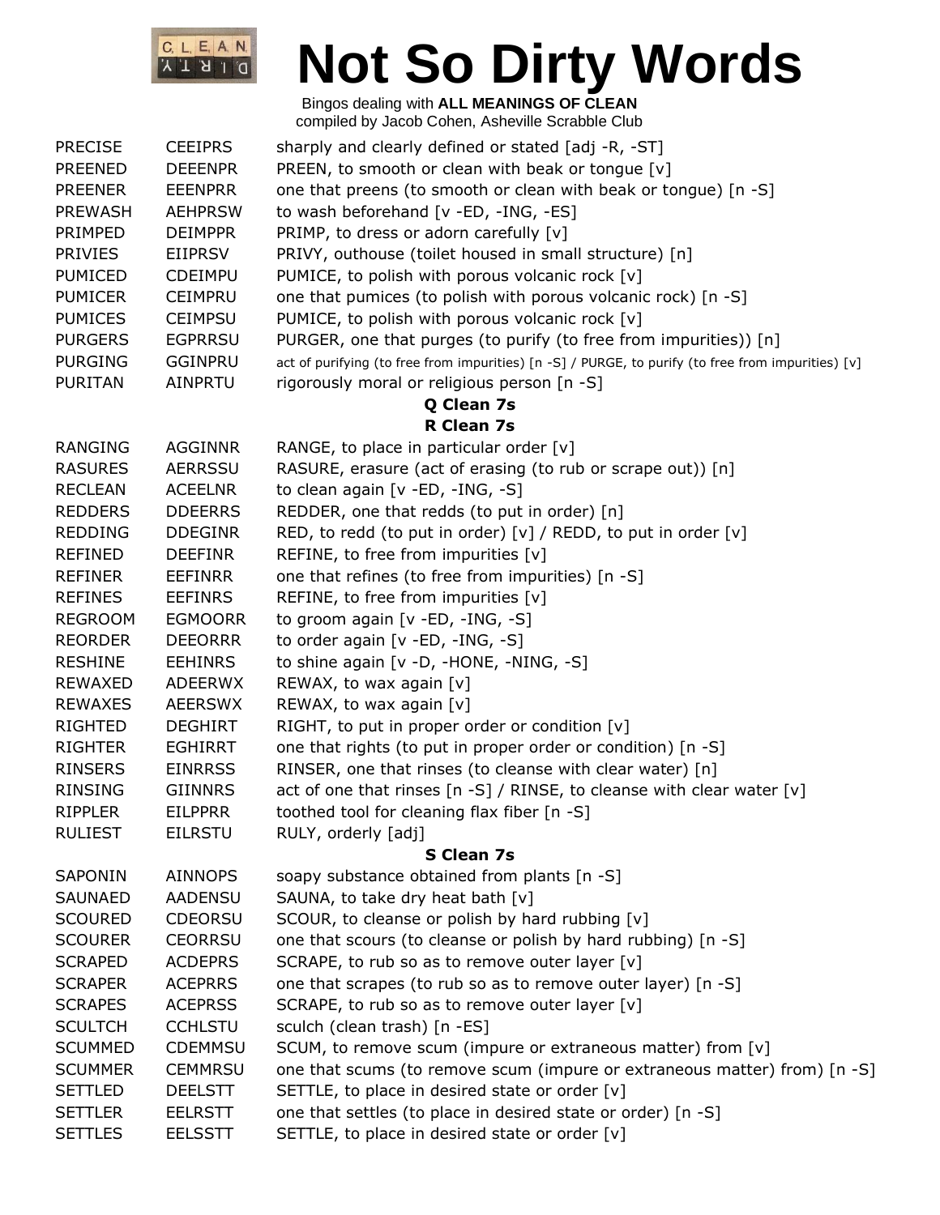# Not So Dirty Words

Bingos dealing with **ALL MEANINGS OF CLEAN**
compiled by Jacob Cohen, Asheville Scrabble Club

| | | |
|---|---|---|
| PRECISE | CEEIPRS | sharply and clearly defined or stated [adj -R, -ST] |
| PREENED | DEEENPR | PREEN, to smooth or clean with beak or tongue [v] |
| PREENER | EEENPRR | one that preens (to smooth or clean with beak or tongue) [n -S] |
| PREWASH | AEHPRSW | to wash beforehand [v -ED, -ING, -ES] |
| PRIMPED | DEIMPPR | PRIMP, to dress or adorn carefully [v] |
| PRIVIES | EIIPRSV | PRIVY, outhouse (toilet housed in small structure) [n] |
| PUMICED | CDEIMPU | PUMICE, to polish with porous volcanic rock [v] |
| PUMICER | CEIMPRU | one that pumices (to polish with porous volcanic rock) [n -S] |
| PUMICES | CEIMPSU | PUMICE, to polish with porous volcanic rock [v] |
| PURGERS | EGPRRSU | PURGER, one that purges (to purify (to free from impurities)) [n] |
| PURGING | GGINPRU | act of purifying (to free from impurities) [n -S] / PURGE, to purify (to free from impurities) [v] |
| PURITAN | AINPRTU | rigorously moral or religious person [n -S] |

**Q Clean 7s**

**R Clean 7s**

| | | |
|---|---|---|
| RANGING | AGGINNR | RANGE, to place in particular order [v] |
| RASURES | AERRSSU | RASURE, erasure (act of erasing (to rub or scrape out)) [n] |
| RECLEAN | ACEELNR | to clean again [v -ED, -ING, -S] |
| REDDERS | DDEERRS | REDDER, one that redds (to put in order) [n] |
| REDDING | DDEGINR | RED, to redd (to put in order) [v] / REDD, to put in order [v] |
| REFINED | DEEFINR | REFINE, to free from impurities [v] |
| REFINER | EEFINRR | one that refines (to free from impurities) [n -S] |
| REFINES | EEFINRS | REFINE, to free from impurities [v] |
| REGROOM | EGMOORR | to groom again [v -ED, -ING, -S] |
| REORDER | DEEORRR | to order again [v -ED, -ING, -S] |
| RESHINE | EEHINRS | to shine again [v -D, -HONE, -NING, -S] |
| REWAXED | ADEERWX | REWAX, to wax again [v] |
| REWAXES | AEERSWX | REWAX, to wax again [v] |
| RIGHTED | DEGHIRT | RIGHT, to put in proper order or condition [v] |
| RIGHTER | EGHIRRT | one that rights (to put in proper order or condition) [n -S] |
| RINSERS | EINRRSS | RINSER, one that rinses (to cleanse with clear water) [n] |
| RINSING | GIINNRS | act of one that rinses [n -S] / RINSE, to cleanse with clear water [v] |
| RIPPLER | EILPPRR | toothed tool for cleaning flax fiber [n -S] |
| RULIEST | EILRSTU | RULY, orderly [adj] |

**S Clean 7s**

| | | |
|---|---|---|
| SAPONIN | AINNOPS | soapy substance obtained from plants [n -S] |
| SAUNAED | AADENSU | SAUNA, to take dry heat bath [v] |
| SCOURED | CDEORSU | SCOUR, to cleanse or polish by hard rubbing [v] |
| SCOURER | CEORRSU | one that scours (to cleanse or polish by hard rubbing) [n -S] |
| SCRAPED | ACDEPRS | SCRAPE, to rub so as to remove outer layer [v] |
| SCRAPER | ACEPRRS | one that scrapes (to rub so as to remove outer layer) [n -S] |
| SCRAPES | ACEPRSS | SCRAPE, to rub so as to remove outer layer [v] |
| SCULTCH | CCHLSTU | sculch (clean trash) [n -ES] |
| SCUMMED | CDEMMSU | SCUM, to remove scum (impure or extraneous matter) from [v] |
| SCUMMER | CEMMRSU | one that scums (to remove scum (impure or extraneous matter) from) [n -S] |
| SETTLED | DEELSTT | SETTLE, to place in desired state or order [v] |
| SETTLER | EELRSTT | one that settles (to place in desired state or order) [n -S] |
| SETTLES | EELSSTT | SETTLE, to place in desired state or order [v] |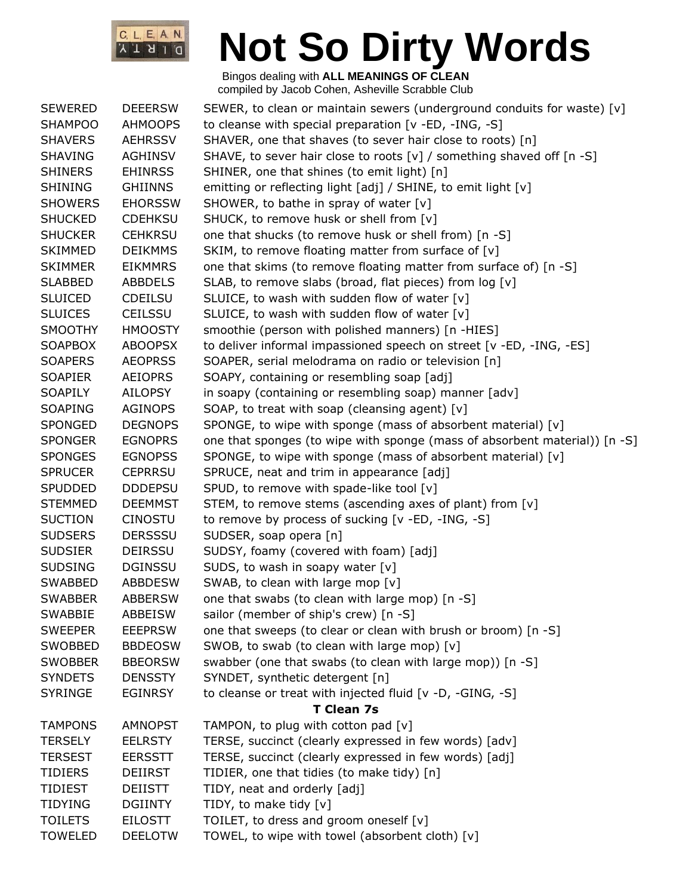# Not So Dirty Words

Bingos dealing with **ALL MEANINGS OF CLEAN**
compiled by Jacob Cohen, Asheville Scrabble Club

| | | |
|---|---|---|
| SEWERED | DEEERSW | SEWER, to clean or maintain sewers (underground conduits for waste) [v] |
| SHAMPOO | AHMOOPS | to cleanse with special preparation [v -ED, -ING, -S] |
| SHAVERS | AEHRSSV | SHAVER, one that shaves (to sever hair close to roots) [n] |
| SHAVING | AGHINSV | SHAVE, to sever hair close to roots [v] / something shaved off [n -S] |
| SHINERS | EHINRSS | SHINER, one that shines (to emit light) [n] |
| SHINING | GHIINNS | emitting or reflecting light [adj] / SHINE, to emit light [v] |
| SHOWERS | EHORSSW | SHOWER, to bathe in spray of water [v] |
| SHUCKED | CDEHKSU | SHUCK, to remove husk or shell from [v] |
| SHUCKER | CEHKRSU | one that shucks (to remove husk or shell from) [n -S] |
| SKIMMED | DEIKMMS | SKIM, to remove floating matter from surface of [v] |
| SKIMMER | EIKMMRS | one that skims (to remove floating matter from surface of) [n -S] |
| SLABBED | ABBDELS | SLAB, to remove slabs (broad, flat pieces) from log [v] |
| SLUICED | CDEILSU | SLUICE, to wash with sudden flow of water [v] |
| SLUICES | CEILSSU | SLUICE, to wash with sudden flow of water [v] |
| SMOOTHY | HMOOSTY | smoothie (person with polished manners) [n -HIES] |
| SOAPBOX | ABOOPSX | to deliver informal impassioned speech on street [v -ED, -ING, -ES] |
| SOAPERS | AEOPRSS | SOAPER, serial melodrama on radio or television [n] |
| SOAPIER | AEIOPRS | SOAPY, containing or resembling soap [adj] |
| SOAPILY | AILOPSY | in soapy (containing or resembling soap) manner [adv] |
| SOAPING | AGINOPS | SOAP, to treat with soap (cleansing agent) [v] |
| SPONGED | DEGNOPS | SPONGE, to wipe with sponge (mass of absorbent material) [v] |
| SPONGER | EGNOPRS | one that sponges (to wipe with sponge (mass of absorbent material)) [n -S] |
| SPONGES | EGNOPSS | SPONGE, to wipe with sponge (mass of absorbent material) [v] |
| SPRUCER | CEPRRSU | SPRUCE, neat and trim in appearance [adj] |
| SPUDDED | DDDEPSU | SPUD, to remove with spade-like tool [v] |
| STEMMED | DEEMMST | STEM, to remove stems (ascending axes of plant) from [v] |
| SUCTION | CINOSTU | to remove by process of sucking [v -ED, -ING, -S] |
| SUDSERS | DERSSSU | SUDSER, soap opera [n] |
| SUDSIER | DEIRSSU | SUDSY, foamy (covered with foam) [adj] |
| SUDSING | DGINSSU | SUDS, to wash in soapy water [v] |
| SWABBED | ABBDESW | SWAB, to clean with large mop [v] |
| SWABBER | ABBERSW | one that swabs (to clean with large mop) [n -S] |
| SWABBIE | ABBEISW | sailor (member of ship's crew) [n -S] |
| SWEEPER | EEEPRSW | one that sweeps (to clear or clean with brush or broom) [n -S] |
| SWOBBED | BBDEOSW | SWOB, to swab (to clean with large mop) [v] |
| SWOBBER | BBEORSW | swabber (one that swabs (to clean with large mop)) [n -S] |
| SYNDETS | DENSSTY | SYNDET, synthetic detergent [n] |
| SYRINGE | EGINRSY | to cleanse or treat with injected fluid [v -D, -GING, -S] |

### T Clean 7s

| | | |
|---|---|---|
| TAMPONS | AMNOPST | TAMPON, to plug with cotton pad [v] |
| TERSELY | EELRSTY | TERSE, succinct (clearly expressed in few words) [adv] |
| TERSEST | EERSSTT | TERSE, succinct (clearly expressed in few words) [adj] |
| TIDIERS | DEIIRST | TIDIER, one that tidies (to make tidy) [n] |
| TIDIEST | DEIISTT | TIDY, neat and orderly [adj] |
| TIDYING | DGIINTY | TIDY, to make tidy [v] |
| TOILETS | EILOSTT | TOILET, to dress and groom oneself [v] |
| TOWELED | DEELOTW | TOWEL, to wipe with towel (absorbent cloth) [v] |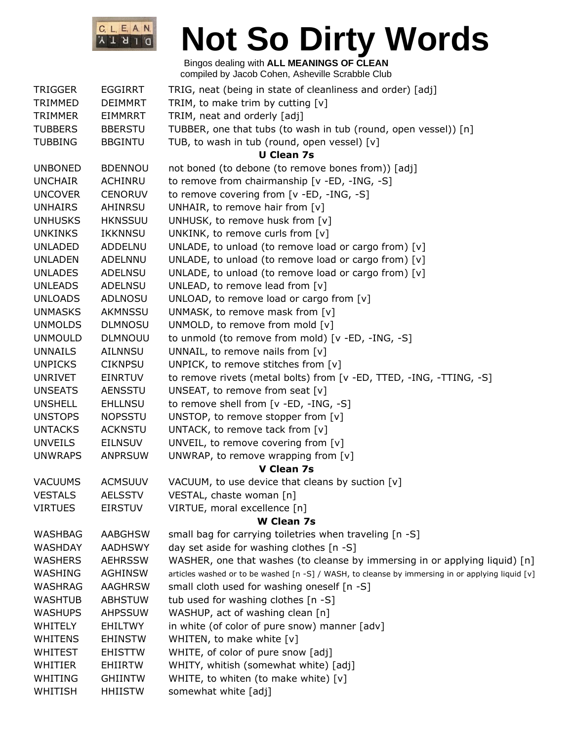# Not So Dirty Words

Bingos dealing with **ALL MEANINGS OF CLEAN**
compiled by Jacob Cohen, Asheville Scrabble Club

| | | |
|---|---|---|
| TRIGGER | EGGIRRT | TRIG, neat (being in state of cleanliness and order) [adj] |
| TRIMMED | DEIMMRT | TRIM, to make trim by cutting [v] |
| TRIMMER | EIMMRRT | TRIM, neat and orderly [adj] |
| TUBBERS | BBERSTU | TUBBER, one that tubs (to wash in tub (round, open vessel)) [n] |
| TUBBING | BBGINTU | TUB, to wash in tub (round, open vessel) [v] |
| | | **U Clean 7s** |
| UNBONED | BDENNOU | not boned (to debone (to remove bones from)) [adj] |
| UNCHAIR | ACHINRU | to remove from chairmanship [v -ED, -ING, -S] |
| UNCOVER | CENORUV | to remove covering from [v -ED, -ING, -S] |
| UNHAIRS | AHINRSU | UNHAIR, to remove hair from [v] |
| UNHUSKS | HKNSSUU | UNHUSK, to remove husk from [v] |
| UNKINKS | IKKNNSU | UNKINK, to remove curls from [v] |
| UNLADED | ADDELNU | UNLADE, to unload (to remove load or cargo from) [v] |
| UNLADEN | ADELNNU | UNLADE, to unload (to remove load or cargo from) [v] |
| UNLADES | ADELNSU | UNLADE, to unload (to remove load or cargo from) [v] |
| UNLEADS | ADELNSU | UNLEAD, to remove lead from [v] |
| UNLOADS | ADLNOSU | UNLOAD, to remove load or cargo from [v] |
| UNMASKS | AKMNSSU | UNMASK, to remove mask from [v] |
| UNMOLDS | DLMNOSU | UNMOLD, to remove from mold [v] |
| UNMOULD | DLMNOUU | to unmold (to remove from mold) [v -ED, -ING, -S] |
| UNNAILS | AILNNSU | UNNAIL, to remove nails from [v] |
| UNPICKS | CIKNPSU | UNPICK, to remove stitches from [v] |
| UNRIVET | EINRTUV | to remove rivets (metal bolts) from [v -ED, TTED, -ING, -TTING, -S] |
| UNSEATS | AENSSTU | UNSEAT, to remove from seat [v] |
| UNSHELL | EHLLNSU | to remove shell from [v -ED, -ING, -S] |
| UNSTOPS | NOPSSTU | UNSTOP, to remove stopper from [v] |
| UNTACKS | ACKNSTU | UNTACK, to remove tack from [v] |
| UNVEILS | EILNSUV | UNVEIL, to remove covering from [v] |
| UNWRAPS | ANPRSUW | UNWRAP, to remove wrapping from [v] |
| | | **V Clean 7s** |
| VACUUMS | ACMSUUV | VACUUM, to use device that cleans by suction [v] |
| VESTALS | AELSSTV | VESTAL, chaste woman [n] |
| VIRTUES | EIRSTUV | VIRTUE, moral excellence [n] |
| | | **W Clean 7s** |
| WASHBAG | AABGHSW | small bag for carrying toiletries when traveling [n -S] |
| WASHDAY | AADHSWY | day set aside for washing clothes [n -S] |
| WASHERS | AEHRSSW | WASHER, one that washes (to cleanse by immersing in or applying liquid) [n] |
| WASHING | AGHINSW | articles washed or to be washed [n -S] / WASH, to cleanse by immersing in or applying liquid [v] |
| WASHRAG | AAGHRSW | small cloth used for washing oneself [n -S] |
| WASHTUB | ABHSTUW | tub used for washing clothes [n -S] |
| WASHUPS | AHPSSUW | WASHUP, act of washing clean [n] |
| WHITELY | EHILTWY | in white (of color of pure snow) manner [adv] |
| WHITENS | EHINSTW | WHITEN, to make white [v] |
| WHITEST | EHISTTW | WHITE, of color of pure snow [adj] |
| WHITIER | EHIIRTW | WHITY, whitish (somewhat white) [adj] |
| WHITING | GHIINTW | WHITE, to whiten (to make white) [v] |
| WHITISH | HHIISTW | somewhat white [adj] |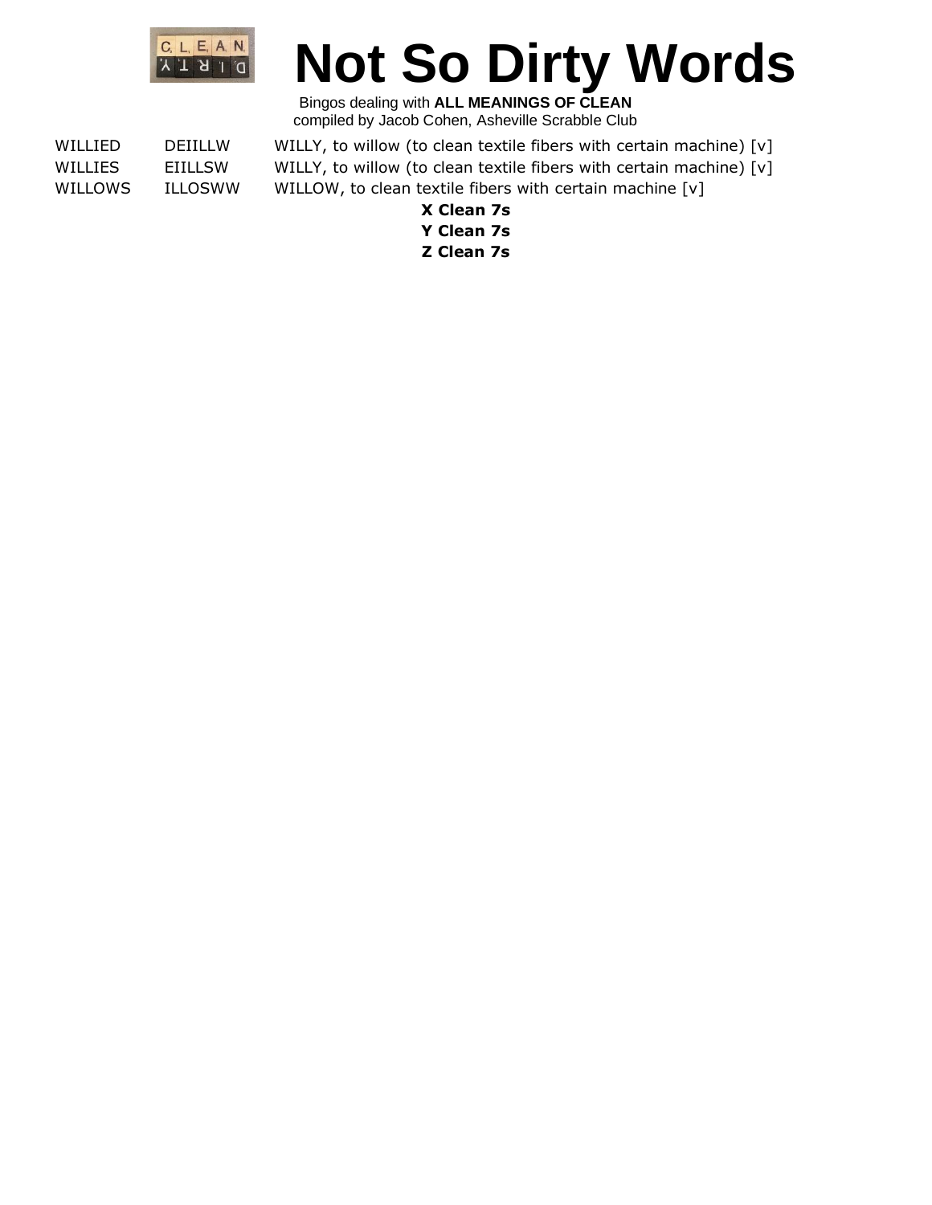# Not So Dirty Words

Bingos dealing with **ALL MEANINGS OF CLEAN**
compiled by Jacob Cohen, Asheville Scrabble Club

| | | |
|---|---|---|
| WILLIED | DEIILLW | WILLY, to willow (to clean textile fibers with certain machine) [v] |
| WILLIES | EIILLSW | WILLY, to willow (to clean textile fibers with certain machine) [v] |
| WILLOWS | ILLOSWW | WILLOW, to clean textile fibers with certain machine [v] |

**X Clean 7s**

**Y Clean 7s**

**Z Clean 7s**